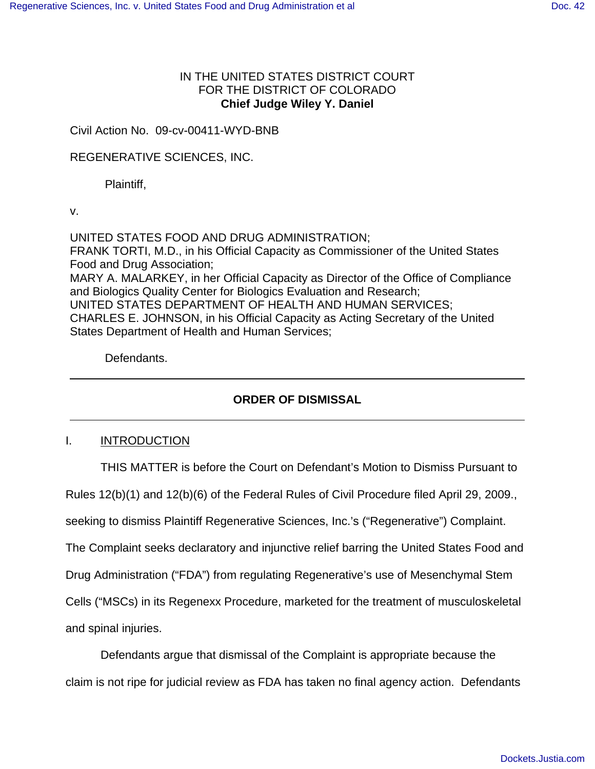IN THE UNITED STATES DISTRICT COURT
FOR THE DISTRICT OF COLORADO
**Chief Judge Wiley Y. Daniel**

Civil Action No. 09-cv-00411-WYD-BNB

REGENERATIVE SCIENCES, INC.

Plaintiff,

v.

UNITED STATES FOOD AND DRUG ADMINISTRATION;
FRANK TORTI, M.D., in his Official Capacity as Commissioner of the United States Food and Drug Association;
MARY A. MALARKEY, in her Official Capacity as Director of the Office of Compliance and Biologics Quality Center for Biologics Evaluation and Research;
UNITED STATES DEPARTMENT OF HEALTH AND HUMAN SERVICES;
CHARLES E. JOHNSON, in his Official Capacity as Acting Secretary of the United States Department of Health and Human Services;

Defendants.

---

**ORDER OF DISMISSAL**

---

I. INTRODUCTION

THIS MATTER is before the Court on Defendant's Motion to Dismiss Pursuant to Rules 12(b)(1) and 12(b)(6) of the Federal Rules of Civil Procedure filed April 29, 2009., seeking to dismiss Plaintiff Regenerative Sciences, Inc.'s ("Regenerative") Complaint. The Complaint seeks declaratory and injunctive relief barring the United States Food and Drug Administration ("FDA") from regulating Regenerative's use of Mesenchymal Stem Cells ("MSCs) in its Regenexx Procedure, marketed for the treatment of musculoskeletal and spinal injuries.

Defendants argue that dismissal of the Complaint is appropriate because the claim is not ripe for judicial review as FDA has taken no final agency action. Defendants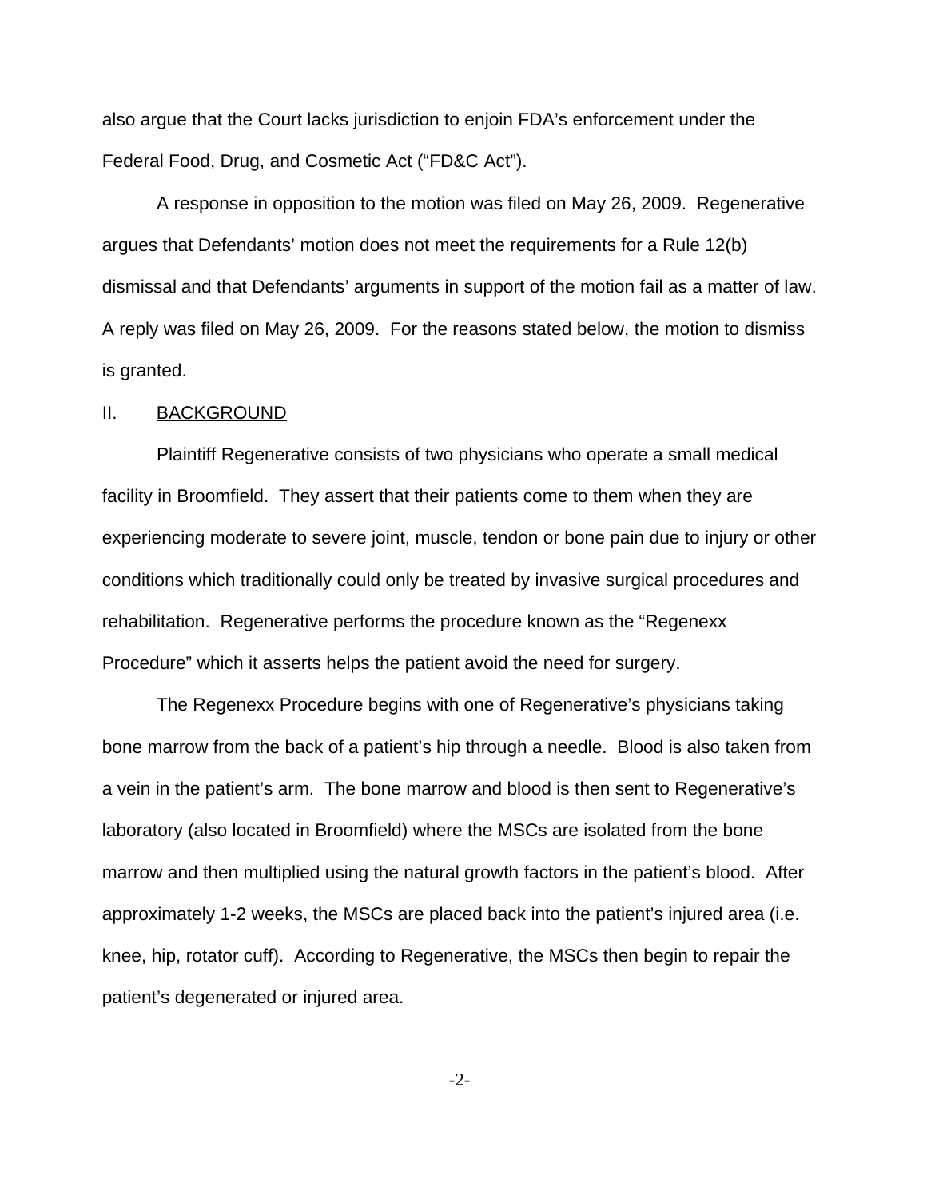also argue that the Court lacks jurisdiction to enjoin FDA's enforcement under the Federal Food, Drug, and Cosmetic Act ("FD&C Act").

A response in opposition to the motion was filed on May 26, 2009. Regenerative argues that Defendants' motion does not meet the requirements for a Rule 12(b) dismissal and that Defendants' arguments in support of the motion fail as a matter of law. A reply was filed on May 26, 2009. For the reasons stated below, the motion to dismiss is granted.

## II. BACKGROUND

Plaintiff Regenerative consists of two physicians who operate a small medical facility in Broomfield. They assert that their patients come to them when they are experiencing moderate to severe joint, muscle, tendon or bone pain due to injury or other conditions which traditionally could only be treated by invasive surgical procedures and rehabilitation. Regenerative performs the procedure known as the "Regenexx Procedure" which it asserts helps the patient avoid the need for surgery.

The Regenexx Procedure begins with one of Regenerative's physicians taking bone marrow from the back of a patient's hip through a needle. Blood is also taken from a vein in the patient's arm. The bone marrow and blood is then sent to Regenerative's laboratory (also located in Broomfield) where the MSCs are isolated from the bone marrow and then multiplied using the natural growth factors in the patient's blood. After approximately 1-2 weeks, the MSCs are placed back into the patient's injured area (i.e. knee, hip, rotator cuff). According to Regenerative, the MSCs then begin to repair the patient's degenerated or injured area.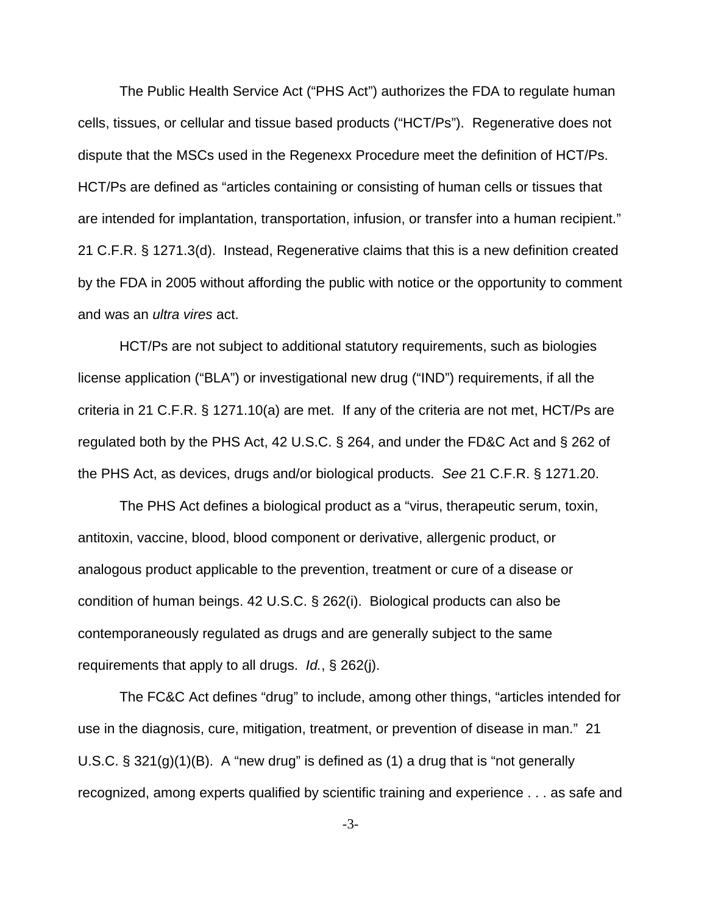The Public Health Service Act ("PHS Act") authorizes the FDA to regulate human cells, tissues, or cellular and tissue based products ("HCT/Ps"). Regenerative does not dispute that the MSCs used in the Regenexx Procedure meet the definition of HCT/Ps. HCT/Ps are defined as "articles containing or consisting of human cells or tissues that are intended for implantation, transportation, infusion, or transfer into a human recipient." 21 C.F.R. § 1271.3(d). Instead, Regenerative claims that this is a new definition created by the FDA in 2005 without affording the public with notice or the opportunity to comment and was an *ultra vires* act.

HCT/Ps are not subject to additional statutory requirements, such as biologies license application ("BLA") or investigational new drug ("IND") requirements, if all the criteria in 21 C.F.R. § 1271.10(a) are met. If any of the criteria are not met, HCT/Ps are regulated both by the PHS Act, 42 U.S.C. § 264, and under the FD&C Act and § 262 of the PHS Act, as devices, drugs and/or biological products. *See* 21 C.F.R. § 1271.20.

The PHS Act defines a biological product as a "virus, therapeutic serum, toxin, antitoxin, vaccine, blood, blood component or derivative, allergenic product, or analogous product applicable to the prevention, treatment or cure of a disease or condition of human beings. 42 U.S.C. § 262(i). Biological products can also be contemporaneously regulated as drugs and are generally subject to the same requirements that apply to all drugs. *Id.*, § 262(j).

The FC&C Act defines "drug" to include, among other things, "articles intended for use in the diagnosis, cure, mitigation, treatment, or prevention of disease in man." 21 U.S.C. § 321(g)(1)(B). A "new drug" is defined as (1) a drug that is "not generally recognized, among experts qualified by scientific training and experience . . . as safe and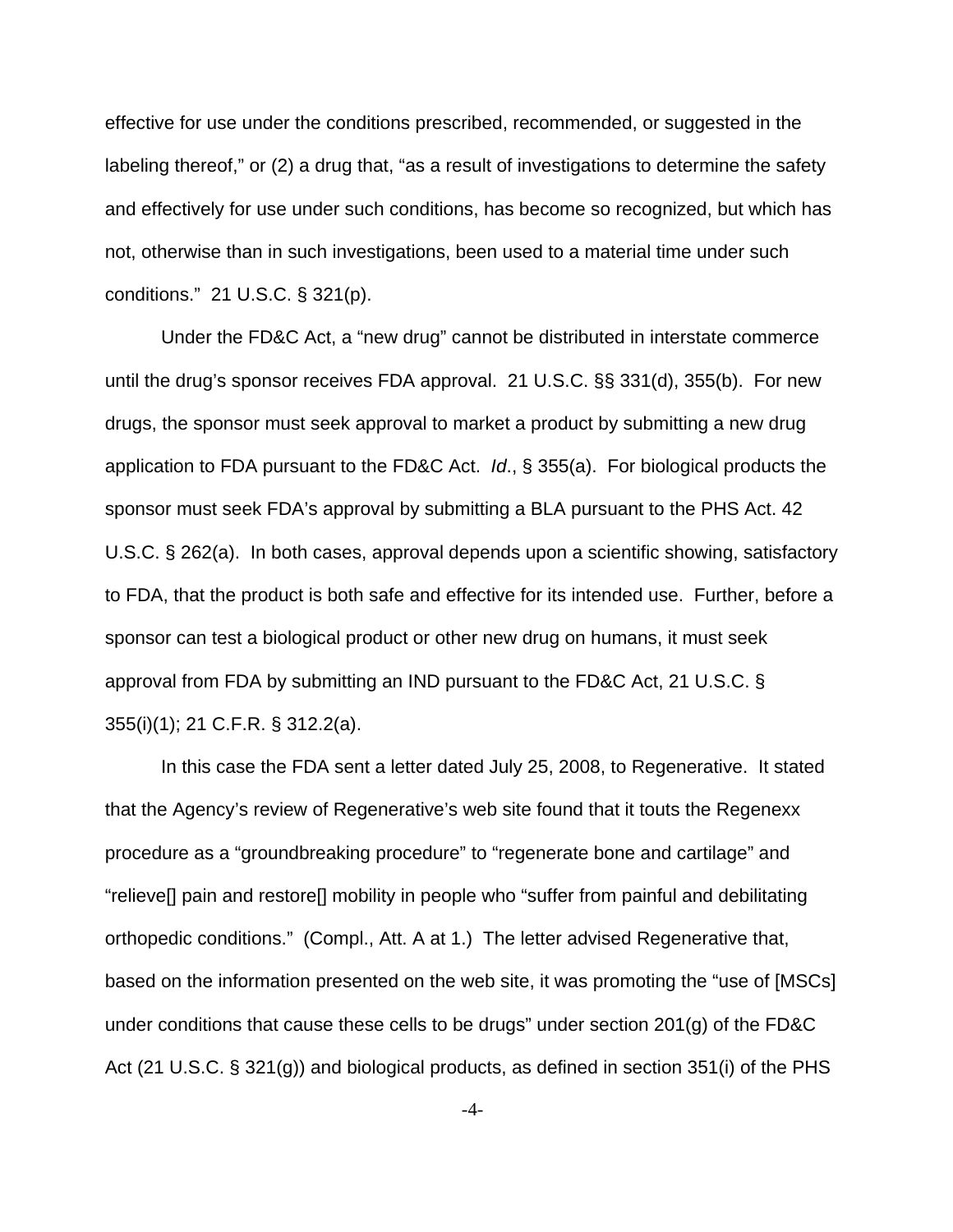effective for use under the conditions prescribed, recommended, or suggested in the labeling thereof," or (2) a drug that, "as a result of investigations to determine the safety and effectively for use under such conditions, has become so recognized, but which has not, otherwise than in such investigations, been used to a material time under such conditions." 21 U.S.C. § 321(p).

Under the FD&C Act, a "new drug" cannot be distributed in interstate commerce until the drug's sponsor receives FDA approval. 21 U.S.C. §§ 331(d), 355(b). For new drugs, the sponsor must seek approval to market a product by submitting a new drug application to FDA pursuant to the FD&C Act. *Id*., § 355(a). For biological products the sponsor must seek FDA's approval by submitting a BLA pursuant to the PHS Act. 42 U.S.C. § 262(a). In both cases, approval depends upon a scientific showing, satisfactory to FDA, that the product is both safe and effective for its intended use. Further, before a sponsor can test a biological product or other new drug on humans, it must seek approval from FDA by submitting an IND pursuant to the FD&C Act, 21 U.S.C. § 355(i)(1); 21 C.F.R. § 312.2(a).

In this case the FDA sent a letter dated July 25, 2008, to Regenerative. It stated that the Agency's review of Regenerative's web site found that it touts the Regenexx procedure as a "groundbreaking procedure" to "regenerate bone and cartilage" and "relieve[] pain and restore[] mobility in people who "suffer from painful and debilitating orthopedic conditions." (Compl., Att. A at 1.) The letter advised Regenerative that, based on the information presented on the web site, it was promoting the "use of [MSCs] under conditions that cause these cells to be drugs" under section 201(g) of the FD&C Act (21 U.S.C. § 321(g)) and biological products, as defined in section 351(i) of the PHS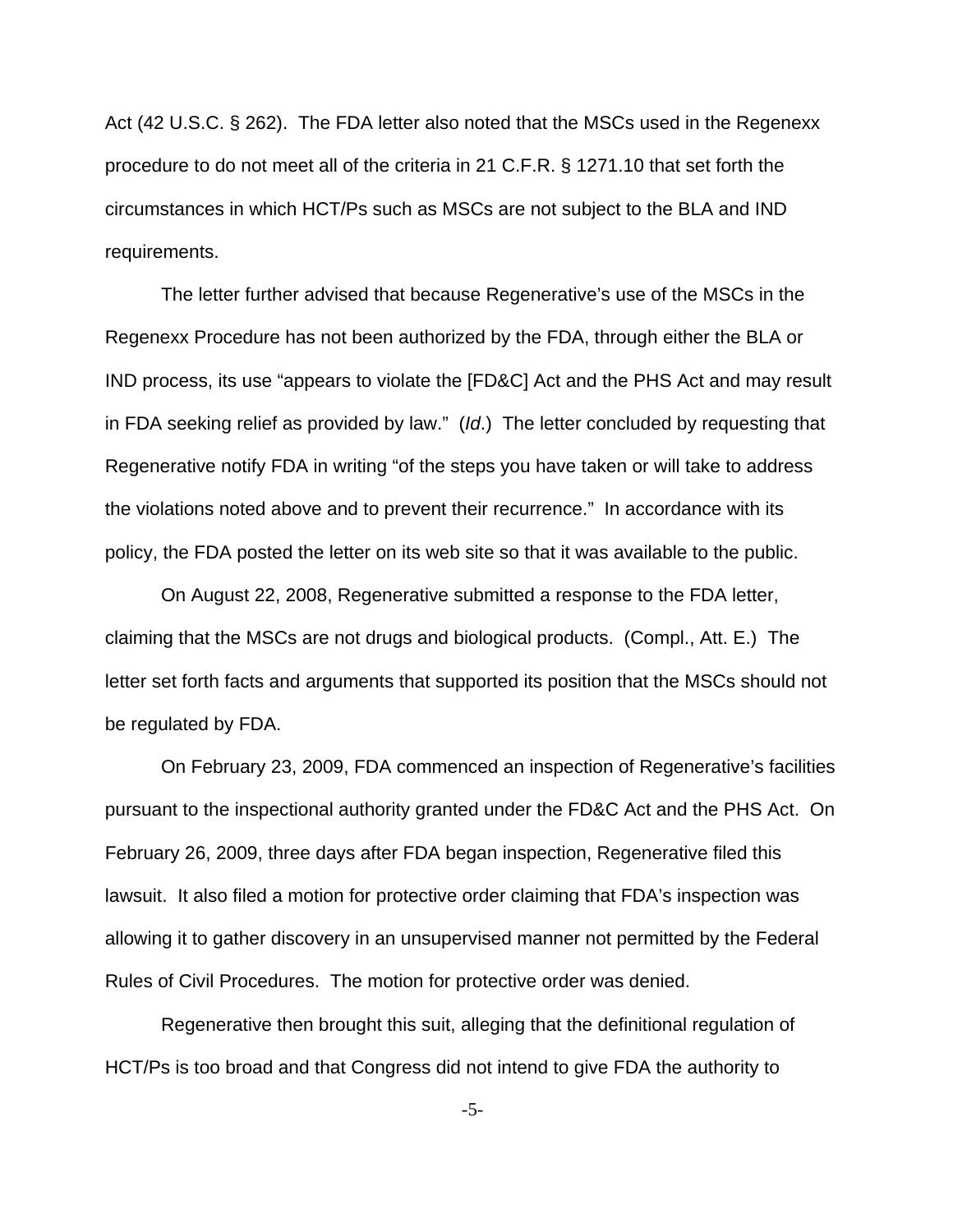Act (42 U.S.C. § 262). The FDA letter also noted that the MSCs used in the Regenexx procedure to do not meet all of the criteria in 21 C.F.R. § 1271.10 that set forth the circumstances in which HCT/Ps such as MSCs are not subject to the BLA and IND requirements.

The letter further advised that because Regenerative's use of the MSCs in the Regenexx Procedure has not been authorized by the FDA, through either the BLA or IND process, its use "appears to violate the [FD&C] Act and the PHS Act and may result in FDA seeking relief as provided by law." (*Id*.) The letter concluded by requesting that Regenerative notify FDA in writing "of the steps you have taken or will take to address the violations noted above and to prevent their recurrence." In accordance with its policy, the FDA posted the letter on its web site so that it was available to the public.

On August 22, 2008, Regenerative submitted a response to the FDA letter, claiming that the MSCs are not drugs and biological products. (Compl., Att. E.) The letter set forth facts and arguments that supported its position that the MSCs should not be regulated by FDA.

On February 23, 2009, FDA commenced an inspection of Regenerative's facilities pursuant to the inspectional authority granted under the FD&C Act and the PHS Act. On February 26, 2009, three days after FDA began inspection, Regenerative filed this lawsuit. It also filed a motion for protective order claiming that FDA's inspection was allowing it to gather discovery in an unsupervised manner not permitted by the Federal Rules of Civil Procedures. The motion for protective order was denied.

Regenerative then brought this suit, alleging that the definitional regulation of HCT/Ps is too broad and that Congress did not intend to give FDA the authority to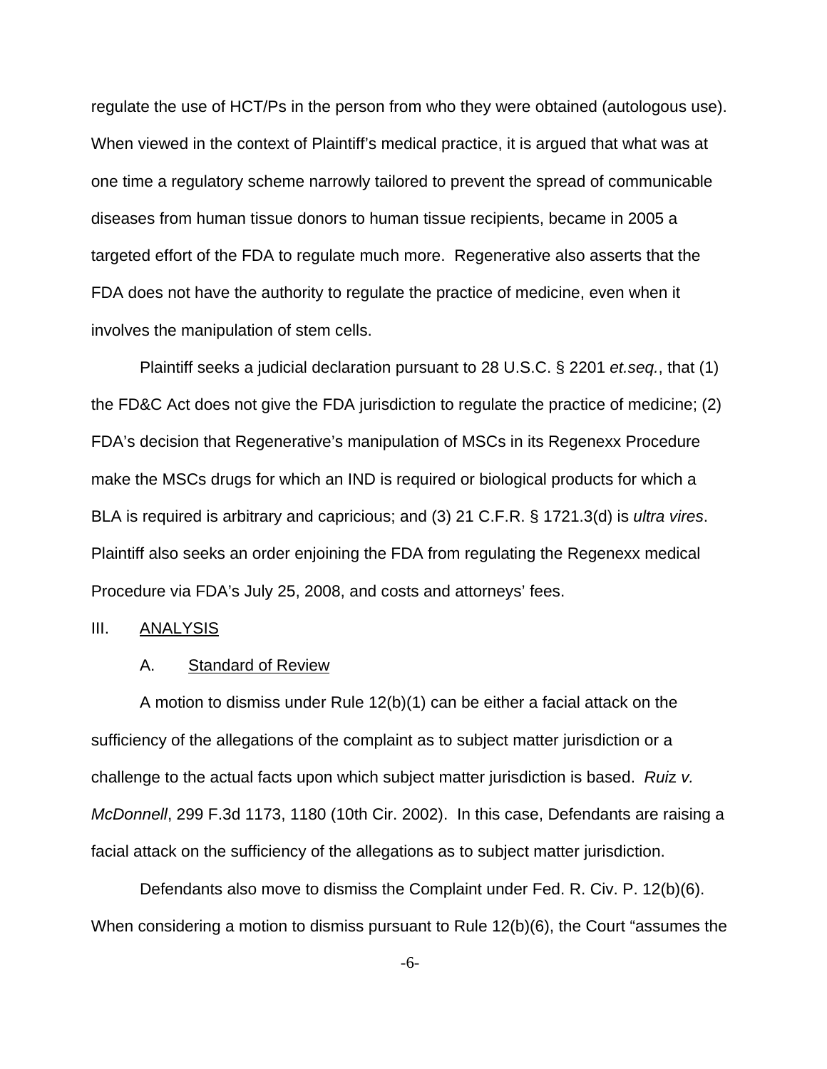regulate the use of HCT/Ps in the person from who they were obtained (autologous use). When viewed in the context of Plaintiff's medical practice, it is argued that what was at one time a regulatory scheme narrowly tailored to prevent the spread of communicable diseases from human tissue donors to human tissue recipients, became in 2005 a targeted effort of the FDA to regulate much more. Regenerative also asserts that the FDA does not have the authority to regulate the practice of medicine, even when it involves the manipulation of stem cells.

Plaintiff seeks a judicial declaration pursuant to 28 U.S.C. § 2201 *et.seq.*, that (1) the FD&C Act does not give the FDA jurisdiction to regulate the practice of medicine; (2) FDA's decision that Regenerative's manipulation of MSCs in its Regenexx Procedure make the MSCs drugs for which an IND is required or biological products for which a BLA is required is arbitrary and capricious; and (3) 21 C.F.R. § 1721.3(d) is *ultra vires*. Plaintiff also seeks an order enjoining the FDA from regulating the Regenexx medical Procedure via FDA's July 25, 2008, and costs and attorneys' fees.

## III. ANALYSIS

### A. Standard of Review

A motion to dismiss under Rule 12(b)(1) can be either a facial attack on the sufficiency of the allegations of the complaint as to subject matter jurisdiction or a challenge to the actual facts upon which subject matter jurisdiction is based. *Ruiz v. McDonnell*, 299 F.3d 1173, 1180 (10th Cir. 2002). In this case, Defendants are raising a facial attack on the sufficiency of the allegations as to subject matter jurisdiction.

Defendants also move to dismiss the Complaint under Fed. R. Civ. P. 12(b)(6). When considering a motion to dismiss pursuant to Rule 12(b)(6), the Court "assumes the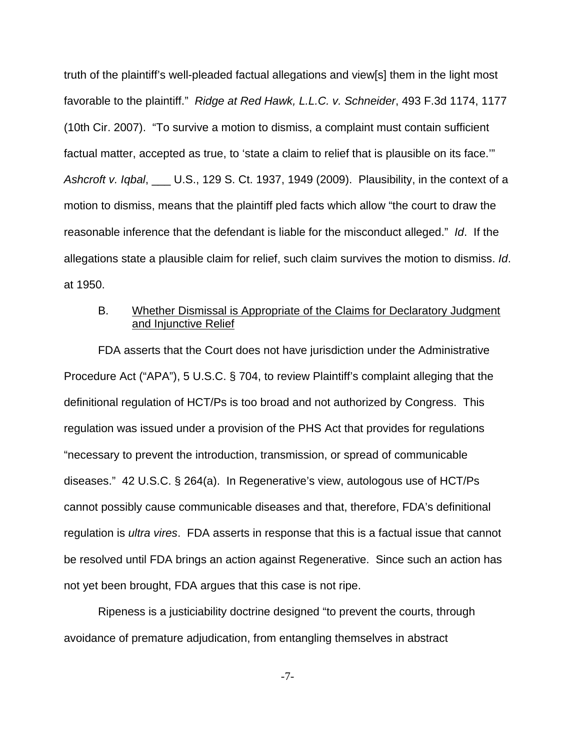truth of the plaintiff's well-pleaded factual allegations and view[s] them in the light most favorable to the plaintiff." *Ridge at Red Hawk, L.L.C. v. Schneider*, 493 F.3d 1174, 1177 (10th Cir. 2007). "To survive a motion to dismiss, a complaint must contain sufficient factual matter, accepted as true, to 'state a claim to relief that is plausible on its face.'" *Ashcroft v. Iqbal*, ___ U.S., 129 S. Ct. 1937, 1949 (2009). Plausibility, in the context of a motion to dismiss, means that the plaintiff pled facts which allow "the court to draw the reasonable inference that the defendant is liable for the misconduct alleged." *Id*. If the allegations state a plausible claim for relief, such claim survives the motion to dismiss. *Id*. at 1950.

B. Whether Dismissal is Appropriate of the Claims for Declaratory Judgment and Injunctive Relief

FDA asserts that the Court does not have jurisdiction under the Administrative Procedure Act ("APA"), 5 U.S.C. § 704, to review Plaintiff's complaint alleging that the definitional regulation of HCT/Ps is too broad and not authorized by Congress. This regulation was issued under a provision of the PHS Act that provides for regulations "necessary to prevent the introduction, transmission, or spread of communicable diseases." 42 U.S.C. § 264(a). In Regenerative's view, autologous use of HCT/Ps cannot possibly cause communicable diseases and that, therefore, FDA's definitional regulation is *ultra vires*. FDA asserts in response that this is a factual issue that cannot be resolved until FDA brings an action against Regenerative. Since such an action has not yet been brought, FDA argues that this case is not ripe.

Ripeness is a justiciability doctrine designed "to prevent the courts, through avoidance of premature adjudication, from entangling themselves in abstract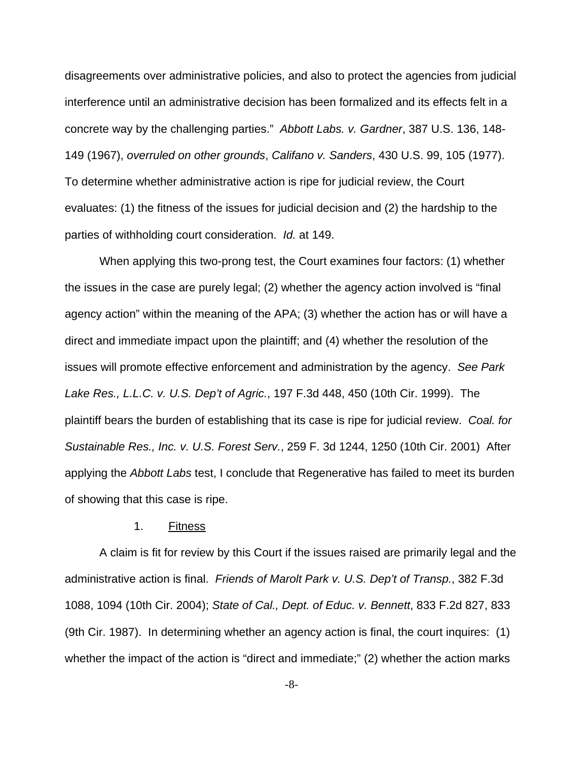disagreements over administrative policies, and also to protect the agencies from judicial interference until an administrative decision has been formalized and its effects felt in a concrete way by the challenging parties." *Abbott Labs. v. Gardner*, 387 U.S. 136, 148-149 (1967), *overruled on other grounds*, *Califano v. Sanders*, 430 U.S. 99, 105 (1977). To determine whether administrative action is ripe for judicial review, the Court evaluates: (1) the fitness of the issues for judicial decision and (2) the hardship to the parties of withholding court consideration. *Id.* at 149.

When applying this two-prong test, the Court examines four factors: (1) whether the issues in the case are purely legal; (2) whether the agency action involved is "final agency action" within the meaning of the APA; (3) whether the action has or will have a direct and immediate impact upon the plaintiff; and (4) whether the resolution of the issues will promote effective enforcement and administration by the agency. *See Park Lake Res., L.L.C. v. U.S. Dep't of Agric.*, 197 F.3d 448, 450 (10th Cir. 1999). The plaintiff bears the burden of establishing that its case is ripe for judicial review. *Coal. for Sustainable Res., Inc. v. U.S. Forest Serv.*, 259 F. 3d 1244, 1250 (10th Cir. 2001) After applying the *Abbott Labs* test, I conclude that Regenerative has failed to meet its burden of showing that this case is ripe.

1. Fitness

A claim is fit for review by this Court if the issues raised are primarily legal and the administrative action is final. *Friends of Marolt Park v. U.S. Dep't of Transp.*, 382 F.3d 1088, 1094 (10th Cir. 2004); *State of Cal., Dept. of Educ. v. Bennett*, 833 F.2d 827, 833 (9th Cir. 1987). In determining whether an agency action is final, the court inquires: (1) whether the impact of the action is "direct and immediate;" (2) whether the action marks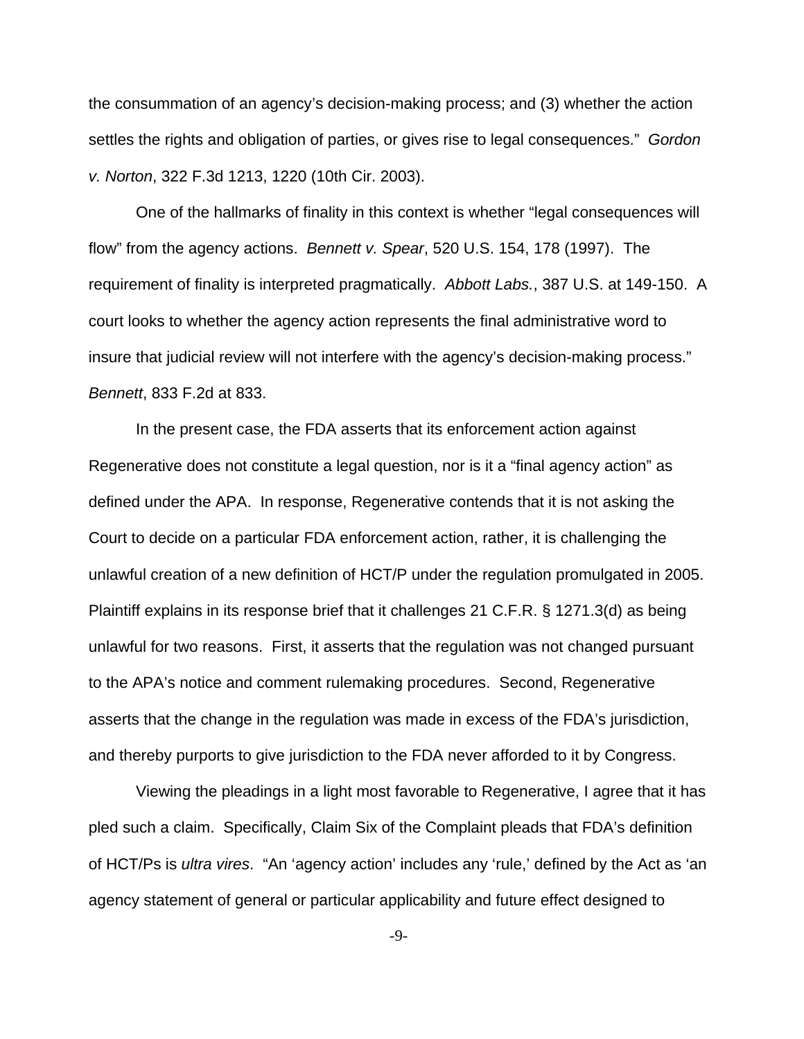the consummation of an agency's decision-making process; and (3) whether the action settles the rights and obligation of parties, or gives rise to legal consequences." *Gordon v. Norton*, 322 F.3d 1213, 1220 (10th Cir. 2003).

One of the hallmarks of finality in this context is whether "legal consequences will flow" from the agency actions. *Bennett v. Spear*, 520 U.S. 154, 178 (1997). The requirement of finality is interpreted pragmatically. *Abbott Labs.*, 387 U.S. at 149-150. A court looks to whether the agency action represents the final administrative word to insure that judicial review will not interfere with the agency's decision-making process." *Bennett*, 833 F.2d at 833.

In the present case, the FDA asserts that its enforcement action against Regenerative does not constitute a legal question, nor is it a "final agency action" as defined under the APA. In response, Regenerative contends that it is not asking the Court to decide on a particular FDA enforcement action, rather, it is challenging the unlawful creation of a new definition of HCT/P under the regulation promulgated in 2005. Plaintiff explains in its response brief that it challenges 21 C.F.R. § 1271.3(d) as being unlawful for two reasons. First, it asserts that the regulation was not changed pursuant to the APA's notice and comment rulemaking procedures. Second, Regenerative asserts that the change in the regulation was made in excess of the FDA's jurisdiction, and thereby purports to give jurisdiction to the FDA never afforded to it by Congress.

Viewing the pleadings in a light most favorable to Regenerative, I agree that it has pled such a claim. Specifically, Claim Six of the Complaint pleads that FDA's definition of HCT/Ps is *ultra vires*. "An 'agency action' includes any 'rule,' defined by the Act as 'an agency statement of general or particular applicability and future effect designed to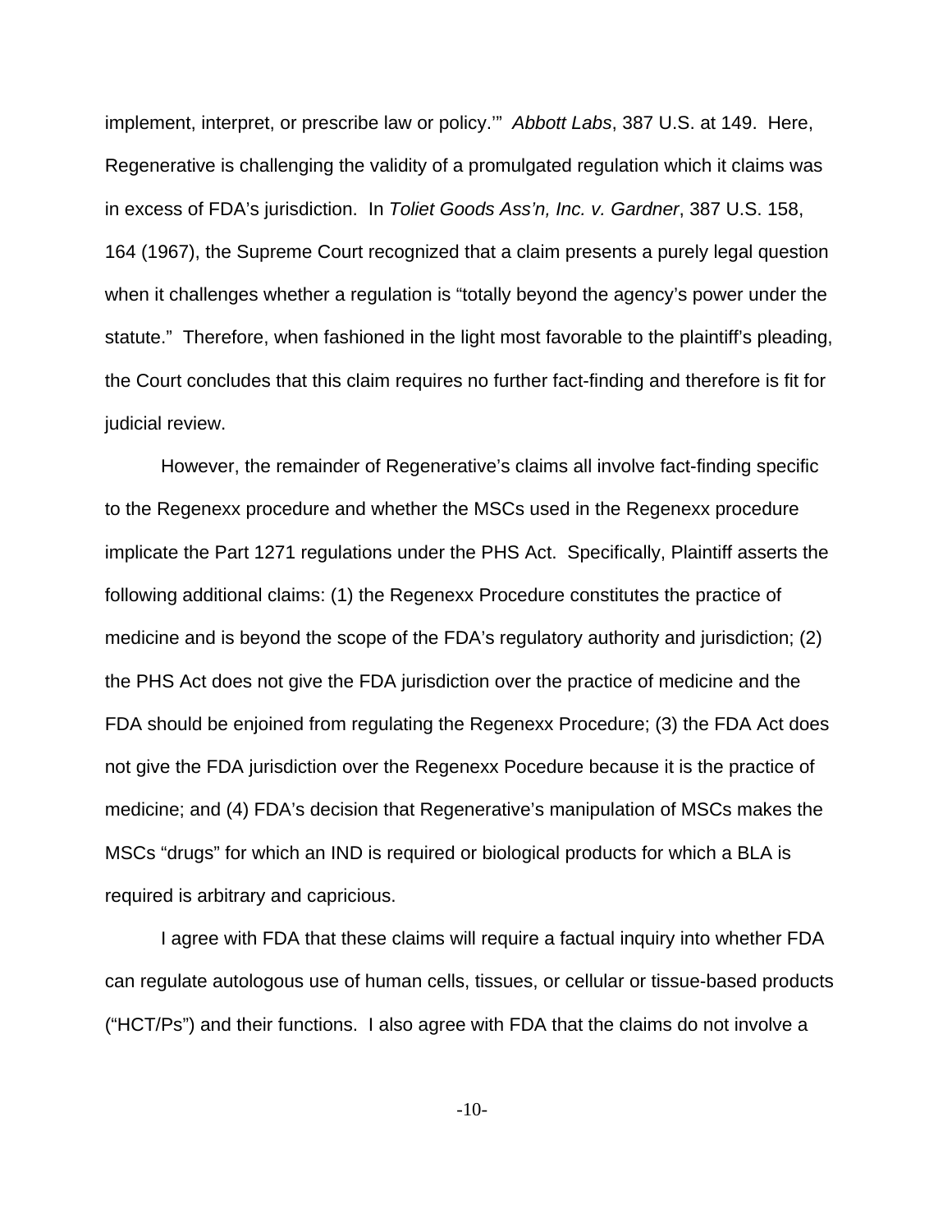implement, interpret, or prescribe law or policy.'" *Abbott Labs*, 387 U.S. at 149. Here, Regenerative is challenging the validity of a promulgated regulation which it claims was in excess of FDA's jurisdiction. In *Toliet Goods Ass'n, Inc. v. Gardner*, 387 U.S. 158, 164 (1967), the Supreme Court recognized that a claim presents a purely legal question when it challenges whether a regulation is "totally beyond the agency's power under the statute." Therefore, when fashioned in the light most favorable to the plaintiff's pleading, the Court concludes that this claim requires no further fact-finding and therefore is fit for judicial review.

However, the remainder of Regenerative's claims all involve fact-finding specific to the Regenexx procedure and whether the MSCs used in the Regenexx procedure implicate the Part 1271 regulations under the PHS Act. Specifically, Plaintiff asserts the following additional claims: (1) the Regenexx Procedure constitutes the practice of medicine and is beyond the scope of the FDA's regulatory authority and jurisdiction; (2) the PHS Act does not give the FDA jurisdiction over the practice of medicine and the FDA should be enjoined from regulating the Regenexx Procedure; (3) the FDA Act does not give the FDA jurisdiction over the Regenexx Pocedure because it is the practice of medicine; and (4) FDA's decision that Regenerative's manipulation of MSCs makes the MSCs "drugs" for which an IND is required or biological products for which a BLA is required is arbitrary and capricious.

I agree with FDA that these claims will require a factual inquiry into whether FDA can regulate autologous use of human cells, tissues, or cellular or tissue-based products ("HCT/Ps") and their functions. I also agree with FDA that the claims do not involve a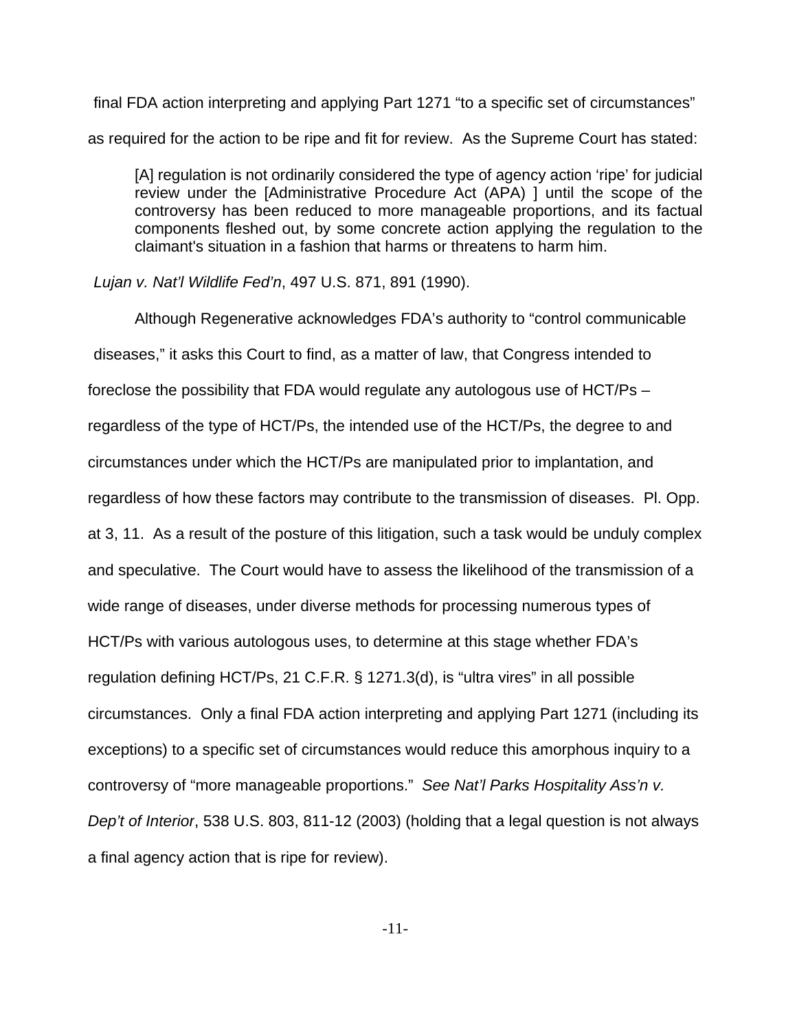final FDA action interpreting and applying Part 1271 "to a specific set of circumstances" as required for the action to be ripe and fit for review. As the Supreme Court has stated:

> [A] regulation is not ordinarily considered the type of agency action 'ripe' for judicial review under the [Administrative Procedure Act (APA) ] until the scope of the controversy has been reduced to more manageable proportions, and its factual components fleshed out, by some concrete action applying the regulation to the claimant's situation in a fashion that harms or threatens to harm him.

*Lujan v. Nat'l Wildlife Fed'n*, 497 U.S. 871, 891 (1990).

Although Regenerative acknowledges FDA's authority to "control communicable diseases," it asks this Court to find, as a matter of law, that Congress intended to foreclose the possibility that FDA would regulate any autologous use of HCT/Ps – regardless of the type of HCT/Ps, the intended use of the HCT/Ps, the degree to and circumstances under which the HCT/Ps are manipulated prior to implantation, and regardless of how these factors may contribute to the transmission of diseases. Pl. Opp. at 3, 11. As a result of the posture of this litigation, such a task would be unduly complex and speculative. The Court would have to assess the likelihood of the transmission of a wide range of diseases, under diverse methods for processing numerous types of HCT/Ps with various autologous uses, to determine at this stage whether FDA's regulation defining HCT/Ps, 21 C.F.R. § 1271.3(d), is "ultra vires" in all possible circumstances. Only a final FDA action interpreting and applying Part 1271 (including its exceptions) to a specific set of circumstances would reduce this amorphous inquiry to a controversy of "more manageable proportions." *See Nat'l Parks Hospitality Ass'n v. Dep't of Interior*, 538 U.S. 803, 811-12 (2003) (holding that a legal question is not always a final agency action that is ripe for review).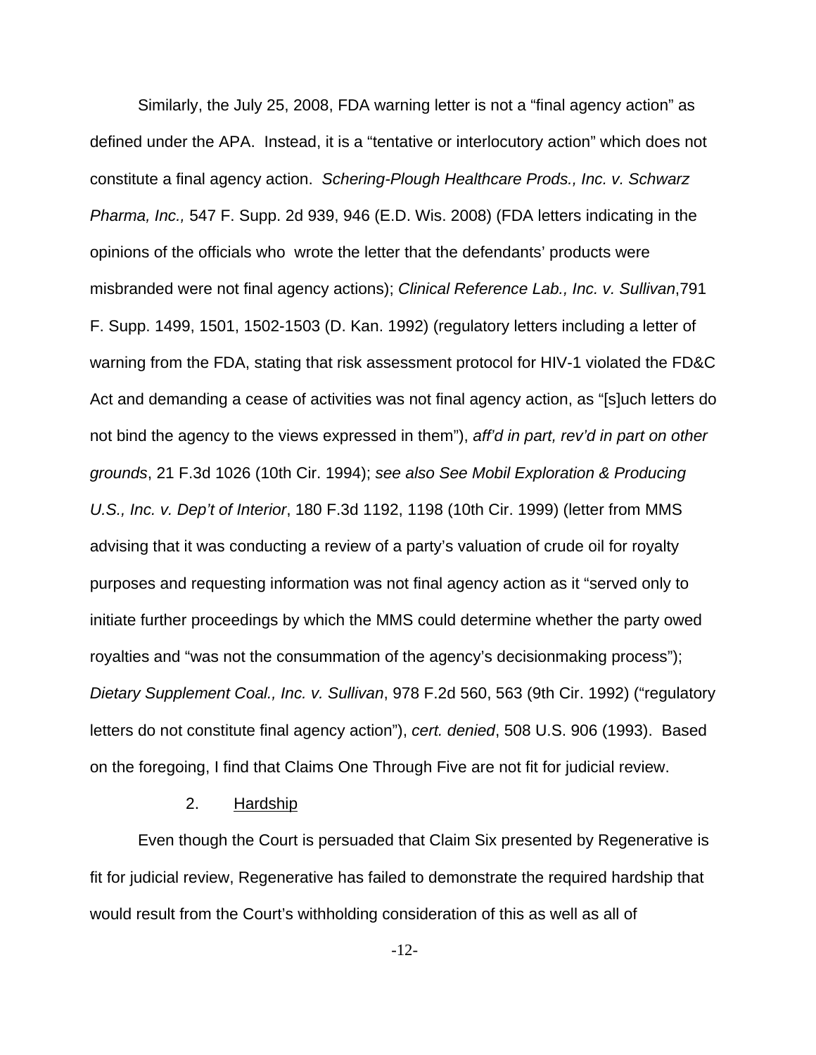Similarly, the July 25, 2008, FDA warning letter is not a "final agency action" as defined under the APA. Instead, it is a "tentative or interlocutory action" which does not constitute a final agency action. *Schering-Plough Healthcare Prods., Inc. v. Schwarz Pharma, Inc.,* 547 F. Supp. 2d 939, 946 (E.D. Wis. 2008) (FDA letters indicating in the opinions of the officials who wrote the letter that the defendants' products were misbranded were not final agency actions); *Clinical Reference Lab., Inc. v. Sullivan*,791 F. Supp. 1499, 1501, 1502-1503 (D. Kan. 1992) (regulatory letters including a letter of warning from the FDA, stating that risk assessment protocol for HIV-1 violated the FD&C Act and demanding a cease of activities was not final agency action, as "[s]uch letters do not bind the agency to the views expressed in them"), *aff'd in part, rev'd in part on other grounds*, 21 F.3d 1026 (10th Cir. 1994); *see also See Mobil Exploration & Producing U.S., Inc. v. Dep't of Interior*, 180 F.3d 1192, 1198 (10th Cir. 1999) (letter from MMS advising that it was conducting a review of a party's valuation of crude oil for royalty purposes and requesting information was not final agency action as it "served only to initiate further proceedings by which the MMS could determine whether the party owed royalties and "was not the consummation of the agency's decisionmaking process"); *Dietary Supplement Coal., Inc. v. Sullivan*, 978 F.2d 560, 563 (9th Cir. 1992) ("regulatory letters do not constitute final agency action"), *cert. denied*, 508 U.S. 906 (1993). Based on the foregoing, I find that Claims One Through Five are not fit for judicial review.

2. Hardship

Even though the Court is persuaded that Claim Six presented by Regenerative is fit for judicial review, Regenerative has failed to demonstrate the required hardship that would result from the Court's withholding consideration of this as well as all of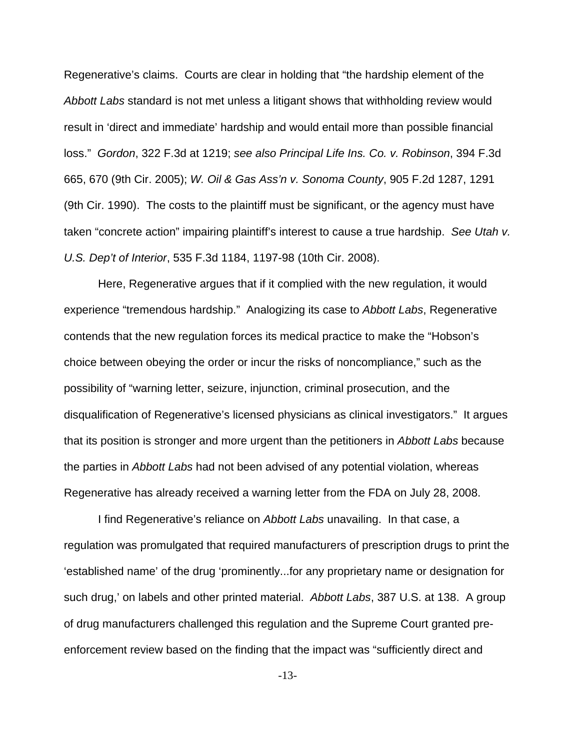Regenerative's claims. Courts are clear in holding that "the hardship element of the *Abbott Labs* standard is not met unless a litigant shows that withholding review would result in 'direct and immediate' hardship and would entail more than possible financial loss." *Gordon*, 322 F.3d at 1219; *see also Principal Life Ins. Co. v. Robinson*, 394 F.3d 665, 670 (9th Cir. 2005); *W. Oil & Gas Ass'n v. Sonoma County*, 905 F.2d 1287, 1291 (9th Cir. 1990). The costs to the plaintiff must be significant, or the agency must have taken "concrete action" impairing plaintiff's interest to cause a true hardship. *See Utah v. U.S. Dep't of Interior*, 535 F.3d 1184, 1197-98 (10th Cir. 2008).

Here, Regenerative argues that if it complied with the new regulation, it would experience "tremendous hardship." Analogizing its case to *Abbott Labs*, Regenerative contends that the new regulation forces its medical practice to make the "Hobson's choice between obeying the order or incur the risks of noncompliance," such as the possibility of "warning letter, seizure, injunction, criminal prosecution, and the disqualification of Regenerative's licensed physicians as clinical investigators." It argues that its position is stronger and more urgent than the petitioners in *Abbott Labs* because the parties in *Abbott Labs* had not been advised of any potential violation, whereas Regenerative has already received a warning letter from the FDA on July 28, 2008.

I find Regenerative's reliance on *Abbott Labs* unavailing. In that case, a regulation was promulgated that required manufacturers of prescription drugs to print the 'established name' of the drug 'prominently...for any proprietary name or designation for such drug,' on labels and other printed material. *Abbott Labs*, 387 U.S. at 138. A group of drug manufacturers challenged this regulation and the Supreme Court granted pre-enforcement review based on the finding that the impact was "sufficiently direct and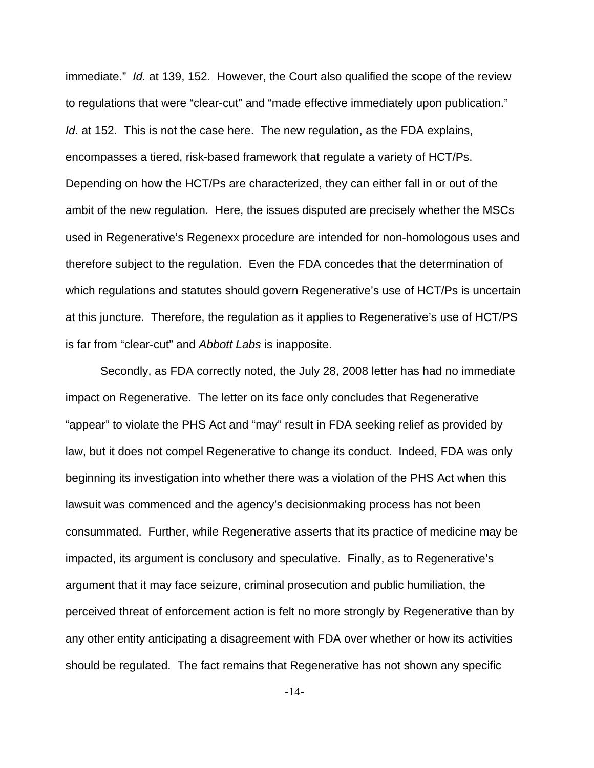immediate." *Id.* at 139, 152. However, the Court also qualified the scope of the review to regulations that were "clear-cut" and "made effective immediately upon publication." *Id.* at 152. This is not the case here. The new regulation, as the FDA explains, encompasses a tiered, risk-based framework that regulate a variety of HCT/Ps. Depending on how the HCT/Ps are characterized, they can either fall in or out of the ambit of the new regulation. Here, the issues disputed are precisely whether the MSCs used in Regenerative's Regenexx procedure are intended for non-homologous uses and therefore subject to the regulation. Even the FDA concedes that the determination of which regulations and statutes should govern Regenerative's use of HCT/Ps is uncertain at this juncture. Therefore, the regulation as it applies to Regenerative's use of HCT/PS is far from "clear-cut" and *Abbott Labs* is inapposite.

Secondly, as FDA correctly noted, the July 28, 2008 letter has had no immediate impact on Regenerative. The letter on its face only concludes that Regenerative "appear" to violate the PHS Act and "may" result in FDA seeking relief as provided by law, but it does not compel Regenerative to change its conduct. Indeed, FDA was only beginning its investigation into whether there was a violation of the PHS Act when this lawsuit was commenced and the agency's decisionmaking process has not been consummated. Further, while Regenerative asserts that its practice of medicine may be impacted, its argument is conclusory and speculative. Finally, as to Regenerative's argument that it may face seizure, criminal prosecution and public humiliation, the perceived threat of enforcement action is felt no more strongly by Regenerative than by any other entity anticipating a disagreement with FDA over whether or how its activities should be regulated. The fact remains that Regenerative has not shown any specific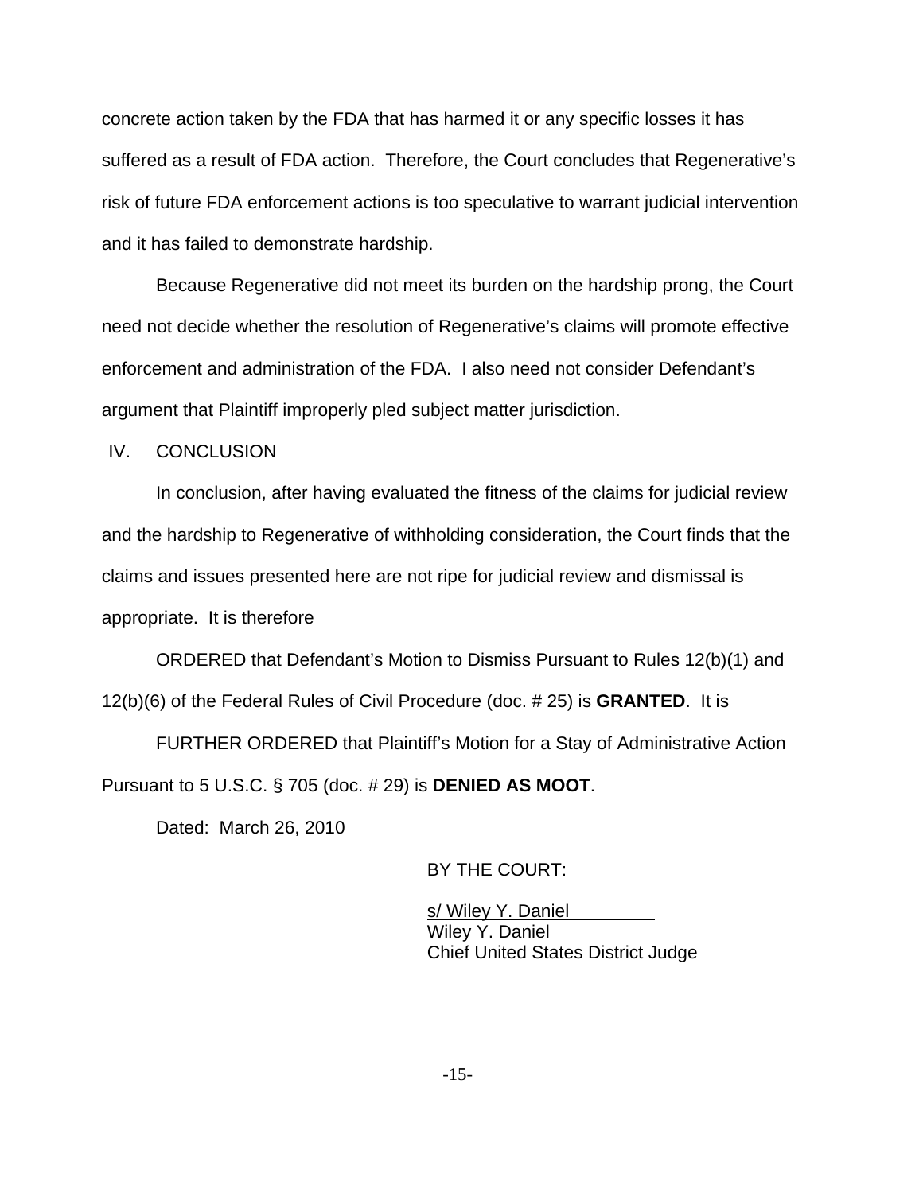concrete action taken by the FDA that has harmed it or any specific losses it has suffered as a result of FDA action. Therefore, the Court concludes that Regenerative's risk of future FDA enforcement actions is too speculative to warrant judicial intervention and it has failed to demonstrate hardship.

Because Regenerative did not meet its burden on the hardship prong, the Court need not decide whether the resolution of Regenerative's claims will promote effective enforcement and administration of the FDA. I also need not consider Defendant's argument that Plaintiff improperly pled subject matter jurisdiction.

## IV. CONCLUSION

In conclusion, after having evaluated the fitness of the claims for judicial review and the hardship to Regenerative of withholding consideration, the Court finds that the claims and issues presented here are not ripe for judicial review and dismissal is appropriate. It is therefore

ORDERED that Defendant's Motion to Dismiss Pursuant to Rules 12(b)(1) and 12(b)(6) of the Federal Rules of Civil Procedure (doc. # 25) is **GRANTED**. It is

FURTHER ORDERED that Plaintiff's Motion for a Stay of Administrative Action Pursuant to 5 U.S.C. § 705 (doc. # 29) is **DENIED AS MOOT**.

Dated: March 26, 2010

BY THE COURT:

s/ Wiley Y. Daniel
Wiley Y. Daniel
Chief United States District Judge